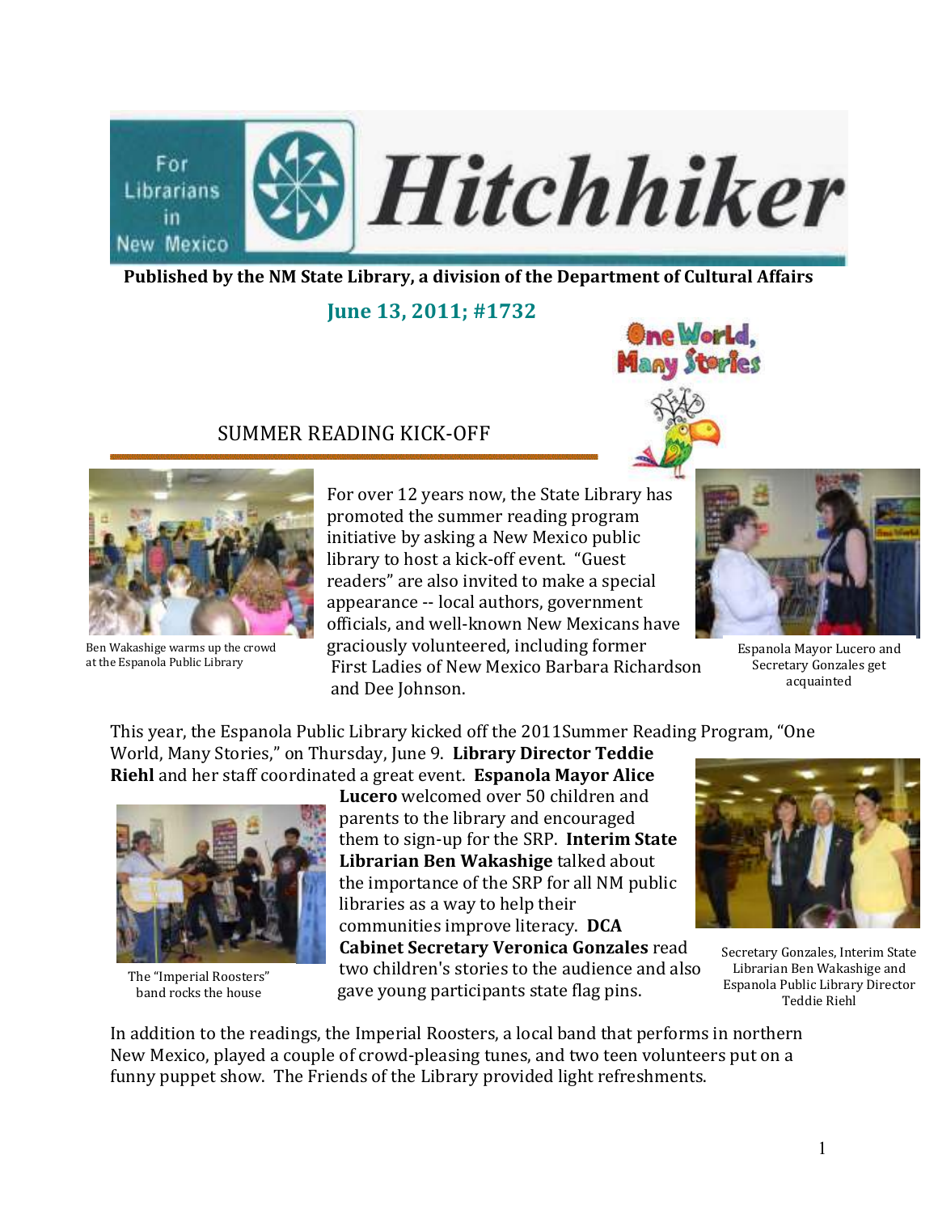# Hitchhiker

For Librarians in New Mexico

**Published by the NM State Library, a division of the Department of Cultural Affairs**

**June 13, 2011; #1732**

One World, Many Stories

## SUMMER READING KICK-OFF

For over 12 years now, the State Library has promoted the summer reading program initiative by asking a New Mexico public library to host a kick-off event. "Guest readers" are also invited to make a special appearance -- local authors, government officials, and well-known New Mexicans have graciously volunteered, including former First Ladies of New Mexico Barbara Richardson and Dee Johnson.

Ben Wakashige warms up the crowd at the Espanola Public Library

Espanola Mayor Lucero and Secretary Gonzales get acquainted

This year, the Espanola Public Library kicked off the 2011Summer Reading Program, "One World, Many Stories," on Thursday, June 9. **Library Director Teddie Riehl** and her staff coordinated a great event. **Espanola Mayor Alice Lucero** welcomed over 50 children and parents to the library and encouraged them to sign-up for the SRP. **Interim State Librarian Ben Wakashige** talked about the importance of the SRP for all NM public libraries as a way to help their communities improve literacy. **DCA Cabinet Secretary Veronica Gonzales** read two children's stories to the audience and also gave young participants state flag pins.

The "Imperial Roosters" band rocks the house

Secretary Gonzales, Interim State Librarian Ben Wakashige and Espanola Public Library Director Teddie Riehl

In addition to the readings, the Imperial Roosters, a local band that performs in northern New Mexico, played a couple of crowd-pleasing tunes, and two teen volunteers put on a funny puppet show. The Friends of the Library provided light refreshments.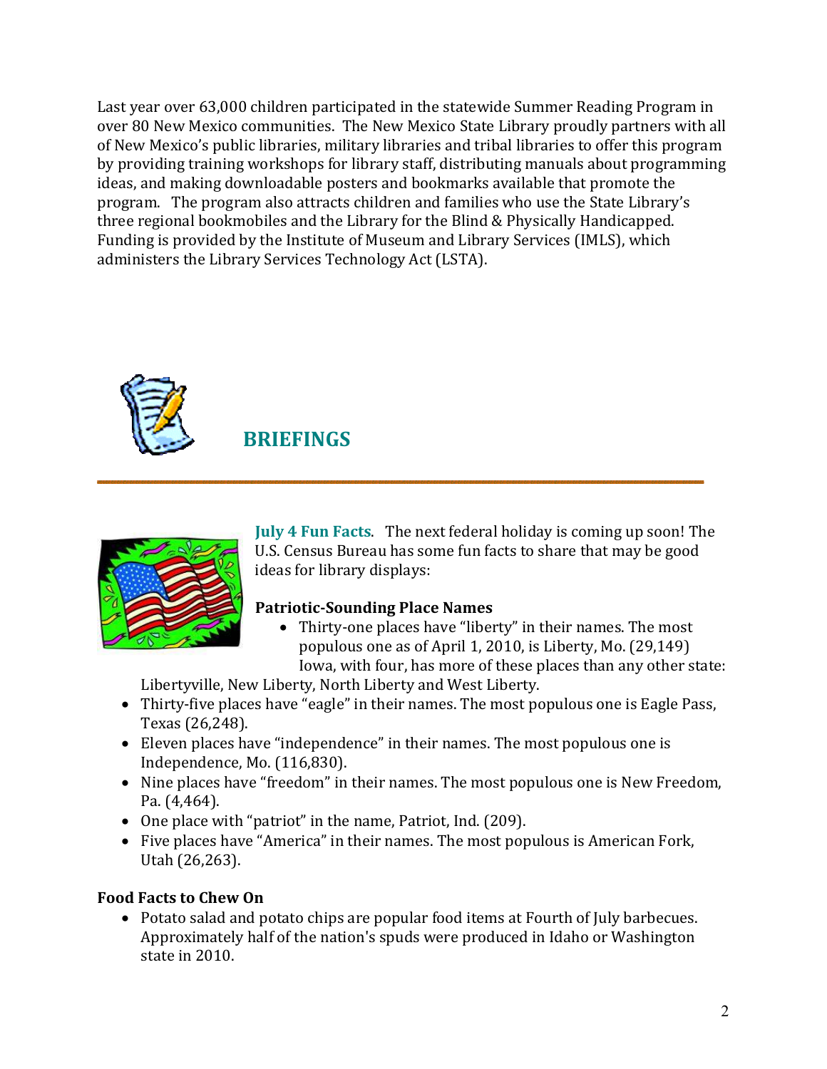Last year over 63,000 children participated in the statewide Summer Reading Program in over 80 New Mexico communities. The New Mexico State Library proudly partners with all of New Mexico's public libraries, military libraries and tribal libraries to offer this program by providing training workshops for library staff, distributing manuals about programming ideas, and making downloadable posters and bookmarks available that promote the program. The program also attracts children and families who use the State Library's three regional bookmobiles and the Library for the Blind & Physically Handicapped. Funding is provided by the Institute of Museum and Library Services (IMLS), which administers the Library Services Technology Act (LSTA).

## BRIEFINGS

**July 4 Fun Facts**. The next federal holiday is coming up soon! The U.S. Census Bureau has some fun facts to share that may be good ideas for library displays:

**Patriotic-Sounding Place Names**

- Thirty-one places have "liberty" in their names. The most populous one as of April 1, 2010, is Liberty, Mo. (29,149) Iowa, with four, has more of these places than any other state: Libertyville, New Liberty, North Liberty and West Liberty.
- Thirty-five places have "eagle" in their names. The most populous one is Eagle Pass, Texas (26,248).
- Eleven places have "independence" in their names. The most populous one is Independence, Mo. (116,830).
- Nine places have "freedom" in their names. The most populous one is New Freedom, Pa. (4,464).
- One place with "patriot" in the name, Patriot, Ind. (209).
- Five places have "America" in their names. The most populous is American Fork, Utah (26,263).

**Food Facts to Chew On**

- Potato salad and potato chips are popular food items at Fourth of July barbecues. Approximately half of the nation's spuds were produced in Idaho or Washington state in 2010.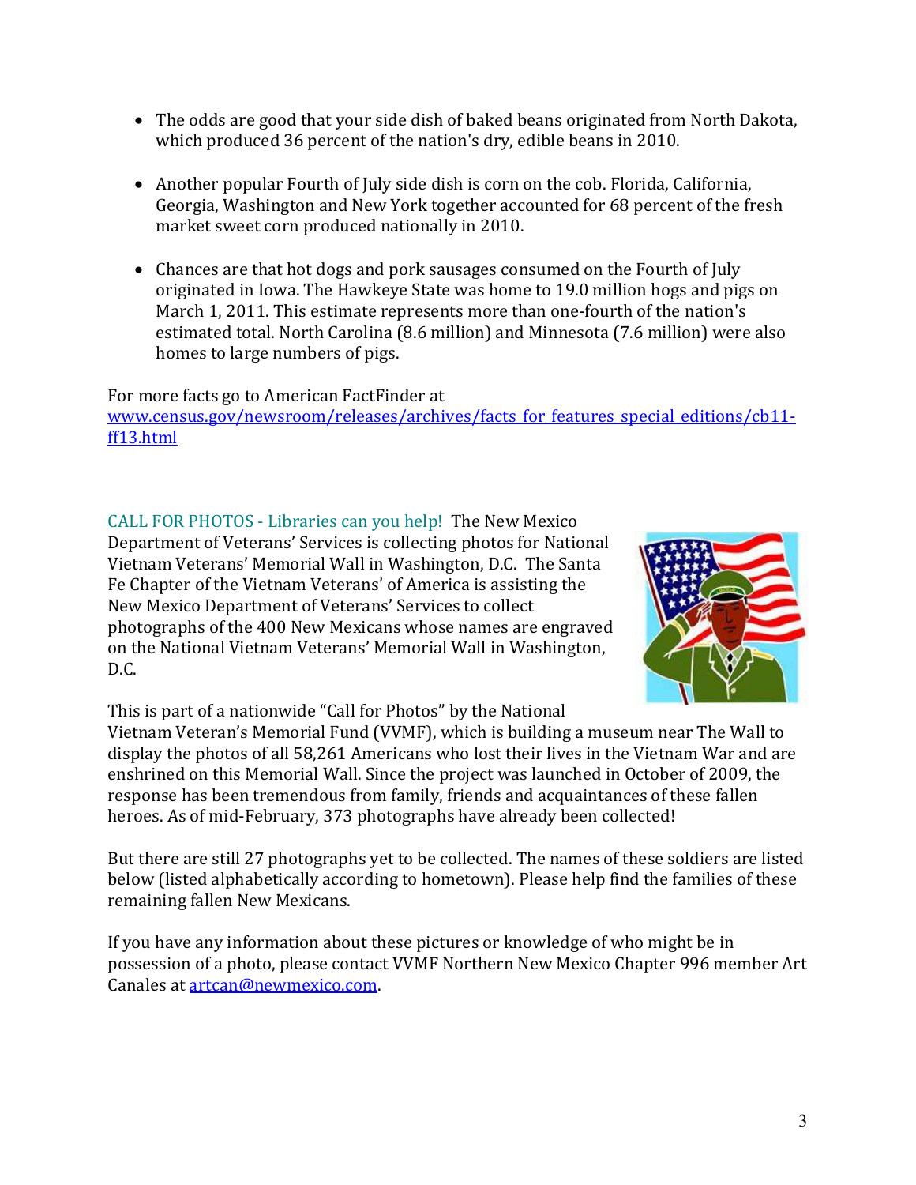- The odds are good that your side dish of baked beans originated from North Dakota, which produced 36 percent of the nation's dry, edible beans in 2010.

- Another popular Fourth of July side dish is corn on the cob. Florida, California, Georgia, Washington and New York together accounted for 68 percent of the fresh market sweet corn produced nationally in 2010.

- Chances are that hot dogs and pork sausages consumed on the Fourth of July originated in Iowa. The Hawkeye State was home to 19.0 million hogs and pigs on March 1, 2011. This estimate represents more than one-fourth of the nation's estimated total. North Carolina (8.6 million) and Minnesota (7.6 million) were also homes to large numbers of pigs.

For more facts go to American FactFinder at [www.census.gov/newsroom/releases/archives/facts_for_features_special_editions/cb11-ff13.html](www.census.gov/newsroom/releases/archives/facts_for_features_special_editions/cb11-ff13.html)

CALL FOR PHOTOS - Libraries can you help! The New Mexico Department of Veterans' Services is collecting photos for National Vietnam Veterans' Memorial Wall in Washington, D.C. The Santa Fe Chapter of the Vietnam Veterans' of America is assisting the New Mexico Department of Veterans' Services to collect photographs of the 400 New Mexicans whose names are engraved on the National Vietnam Veterans' Memorial Wall in Washington, D.C.

This is part of a nationwide "Call for Photos" by the National Vietnam Veteran's Memorial Fund (VVMF), which is building a museum near The Wall to display the photos of all 58,261 Americans who lost their lives in the Vietnam War and are enshrined on this Memorial Wall. Since the project was launched in October of 2009, the response has been tremendous from family, friends and acquaintances of these fallen heroes. As of mid-February, 373 photographs have already been collected!

But there are still 27 photographs yet to be collected. The names of these soldiers are listed below (listed alphabetically according to hometown). Please help find the families of these remaining fallen New Mexicans.

If you have any information about these pictures or knowledge of who might be in possession of a photo, please contact VVMF Northern New Mexico Chapter 996 member Art Canales at [artcan@newmexico.com](mailto:artcan@newmexico.com).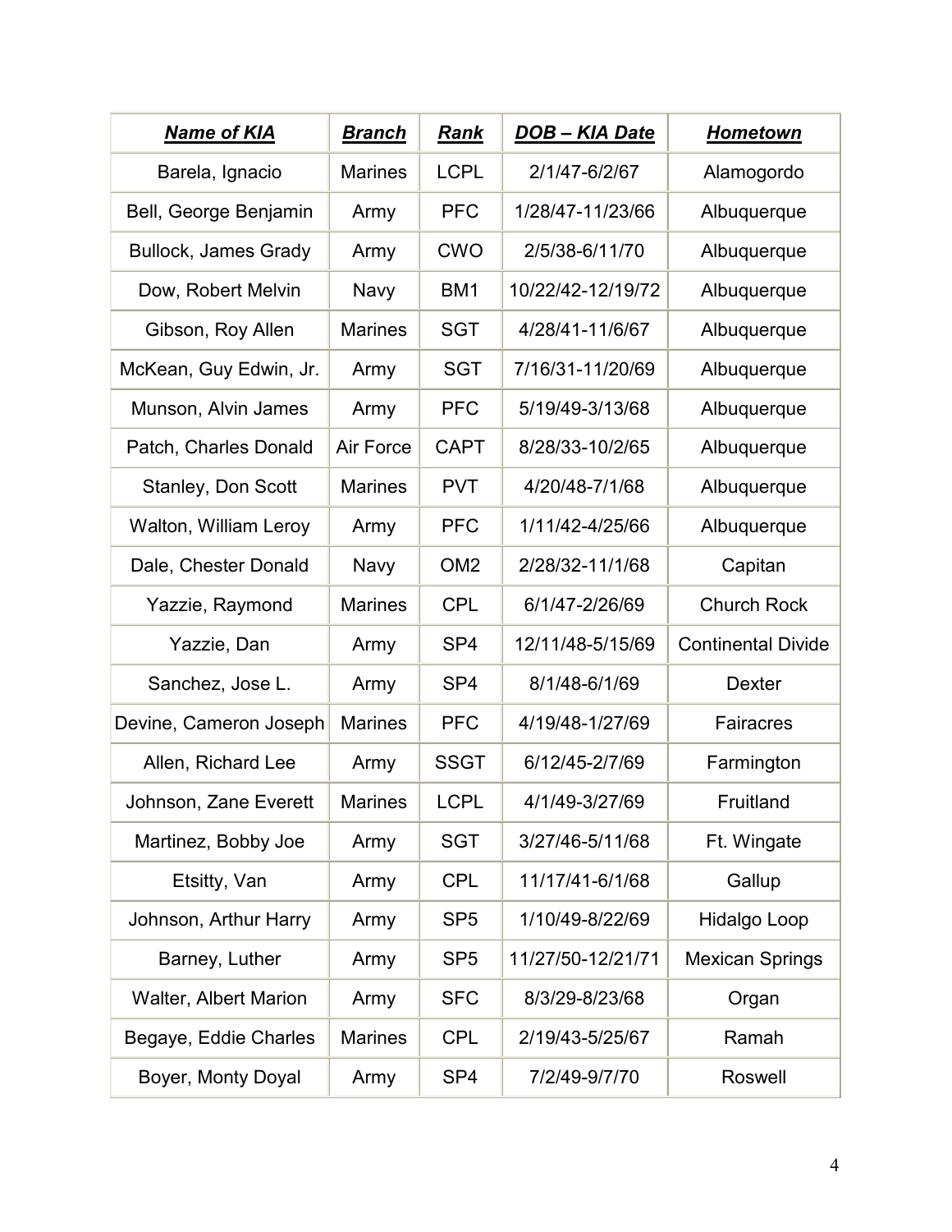| Name of KIA | Branch | Rank | DOB – KIA Date | Hometown |
|---|---|---|---|---|
| Barela, Ignacio | Marines | LCPL | 2/1/47-6/2/67 | Alamogordo |
| Bell, George Benjamin | Army | PFC | 1/28/47-11/23/66 | Albuquerque |
| Bullock, James Grady | Army | CWO | 2/5/38-6/11/70 | Albuquerque |
| Dow, Robert Melvin | Navy | BM1 | 10/22/42-12/19/72 | Albuquerque |
| Gibson, Roy Allen | Marines | SGT | 4/28/41-11/6/67 | Albuquerque |
| McKean, Guy Edwin, Jr. | Army | SGT | 7/16/31-11/20/69 | Albuquerque |
| Munson, Alvin James | Army | PFC | 5/19/49-3/13/68 | Albuquerque |
| Patch, Charles Donald | Air Force | CAPT | 8/28/33-10/2/65 | Albuquerque |
| Stanley, Don Scott | Marines | PVT | 4/20/48-7/1/68 | Albuquerque |
| Walton, William Leroy | Army | PFC | 1/11/42-4/25/66 | Albuquerque |
| Dale, Chester Donald | Navy | OM2 | 2/28/32-11/1/68 | Capitan |
| Yazzie, Raymond | Marines | CPL | 6/1/47-2/26/69 | Church Rock |
| Yazzie, Dan | Army | SP4 | 12/11/48-5/15/69 | Continental Divide |
| Sanchez, Jose L. | Army | SP4 | 8/1/48-6/1/69 | Dexter |
| Devine, Cameron Joseph | Marines | PFC | 4/19/48-1/27/69 | Fairacres |
| Allen, Richard Lee | Army | SSGT | 6/12/45-2/7/69 | Farmington |
| Johnson, Zane Everett | Marines | LCPL | 4/1/49-3/27/69 | Fruitland |
| Martinez, Bobby Joe | Army | SGT | 3/27/46-5/11/68 | Ft. Wingate |
| Etsitty, Van | Army | CPL | 11/17/41-6/1/68 | Gallup |
| Johnson, Arthur Harry | Army | SP5 | 1/10/49-8/22/69 | Hidalgo Loop |
| Barney, Luther | Army | SP5 | 11/27/50-12/21/71 | Mexican Springs |
| Walter, Albert Marion | Army | SFC | 8/3/29-8/23/68 | Organ |
| Begaye, Eddie Charles | Marines | CPL | 2/19/43-5/25/67 | Ramah |
| Boyer, Monty Doyal | Army | SP4 | 7/2/49-9/7/70 | Roswell |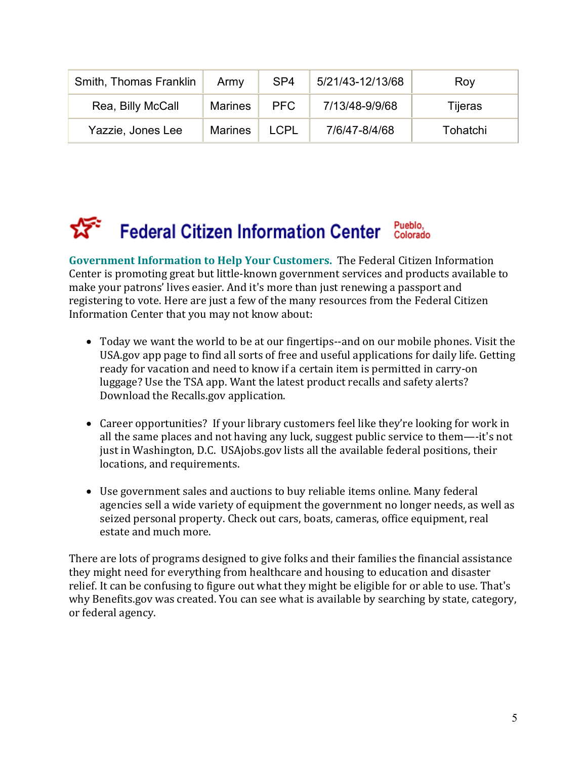| Smith, Thomas Franklin | Army | SP4 | 5/21/43-12/13/68 | Roy |
|---|---|---|---|---|
| Rea, Billy McCall | Marines | PFC | 7/13/48-9/9/68 | Tijeras |
| Yazzie, Jones Lee | Marines | LCPL | 7/6/47-8/4/68 | Tohatchi |

## Federal Citizen Information Center Pueblo, Colorado

**Government Information to Help Your Customers.** The Federal Citizen Information Center is promoting great but little-known government services and products available to make your patrons' lives easier. And it's more than just renewing a passport and registering to vote. Here are just a few of the many resources from the Federal Citizen Information Center that you may not know about:

- Today we want the world to be at our fingertips--and on our mobile phones. Visit the USA.gov app page to find all sorts of free and useful applications for daily life. Getting ready for vacation and need to know if a certain item is permitted in carry-on luggage? Use the TSA app. Want the latest product recalls and safety alerts? Download the Recalls.gov application.

- Career opportunities? If your library customers feel like they're looking for work in all the same places and not having any luck, suggest public service to them—-it's not just in Washington, D.C. USAjobs.gov lists all the available federal positions, their locations, and requirements.

- Use government sales and auctions to buy reliable items online. Many federal agencies sell a wide variety of equipment the government no longer needs, as well as seized personal property. Check out cars, boats, cameras, office equipment, real estate and much more.

There are lots of programs designed to give folks and their families the financial assistance they might need for everything from healthcare and housing to education and disaster relief. It can be confusing to figure out what they might be eligible for or able to use. That's why Benefits.gov was created. You can see what is available by searching by state, category, or federal agency.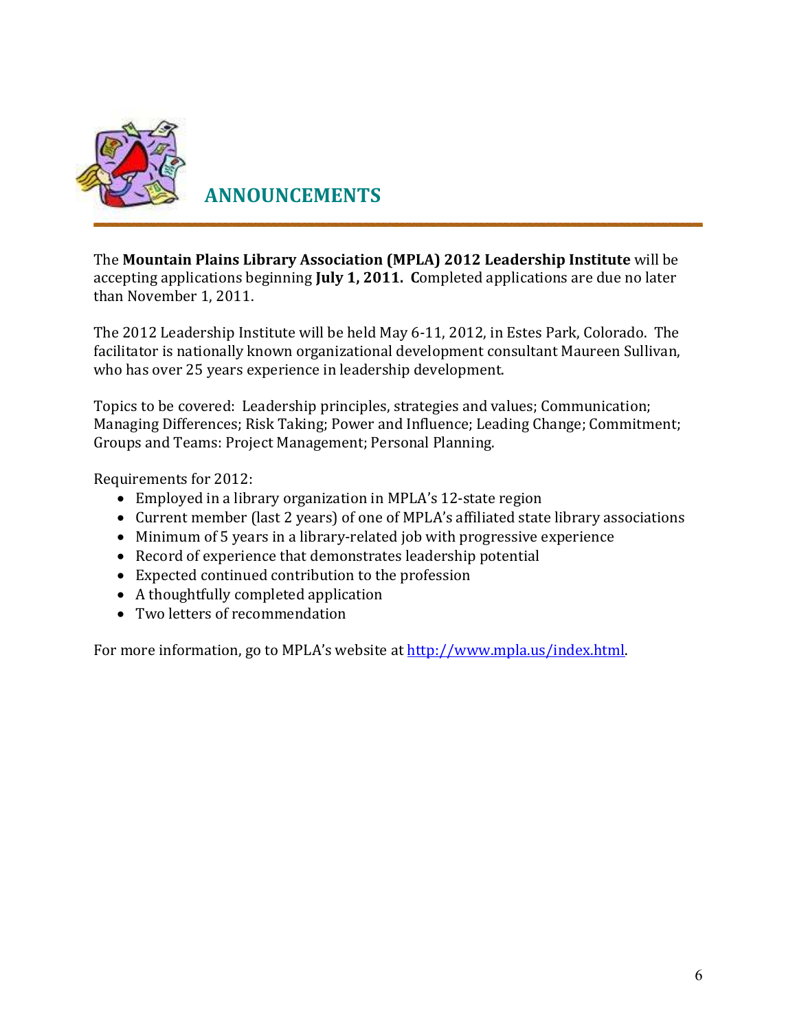# ANNOUNCEMENTS

The **Mountain Plains Library Association (MPLA) 2012 Leadership Institute** will be accepting applications beginning **July 1, 2011.** **C**ompleted applications are due no later than November 1, 2011.

The 2012 Leadership Institute will be held May 6-11, 2012, in Estes Park, Colorado. The facilitator is nationally known organizational development consultant Maureen Sullivan, who has over 25 years experience in leadership development.

Topics to be covered: Leadership principles, strategies and values; Communication; Managing Differences; Risk Taking; Power and Influence; Leading Change; Commitment; Groups and Teams: Project Management; Personal Planning.

Requirements for 2012:

- Employed in a library organization in MPLA's 12-state region
- Current member (last 2 years) of one of MPLA's affiliated state library associations
- Minimum of 5 years in a library-related job with progressive experience
- Record of experience that demonstrates leadership potential
- Expected continued contribution to the profession
- A thoughtfully completed application
- Two letters of recommendation

For more information, go to MPLA's website at http://www.mpla.us/index.html.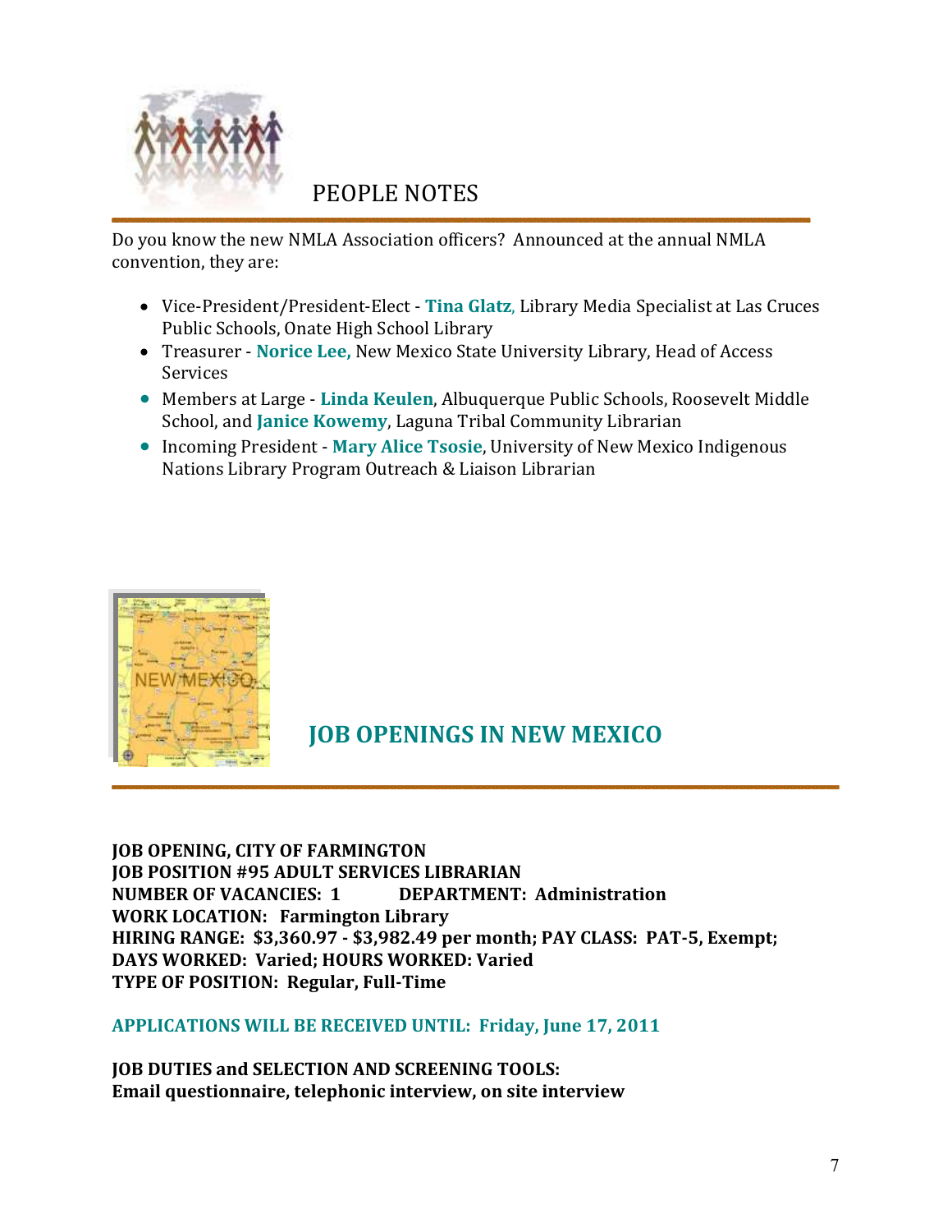## PEOPLE NOTES

Do you know the new NMLA Association officers? Announced at the annual NMLA convention, they are:

- Vice-President/President-Elect - **Tina Glatz**, Library Media Specialist at Las Cruces Public Schools, Onate High School Library
- Treasurer - **Norice Lee,** New Mexico State University Library, Head of Access Services
- Members at Large - **Linda Keulen**, Albuquerque Public Schools, Roosevelt Middle School, and **Janice Kowemy**, Laguna Tribal Community Librarian
- Incoming President - **Mary Alice Tsosie**, University of New Mexico Indigenous Nations Library Program Outreach & Liaison Librarian

## JOB OPENINGS IN NEW MEXICO

**JOB OPENING, CITY OF FARMINGTON**
**JOB POSITION #95 ADULT SERVICES LIBRARIAN**
**NUMBER OF VACANCIES: 1 DEPARTMENT: Administration**
**WORK LOCATION: Farmington Library**
**HIRING RANGE: $3,360.97 - $3,982.49 per month; PAY CLASS: PAT-5, Exempt;**
**DAYS WORKED: Varied; HOURS WORKED: Varied**
**TYPE OF POSITION: Regular, Full-Time**

**APPLICATIONS WILL BE RECEIVED UNTIL: Friday, June 17, 2011**

**JOB DUTIES and SELECTION AND SCREENING TOOLS:**
**Email questionnaire, telephonic interview, on site interview**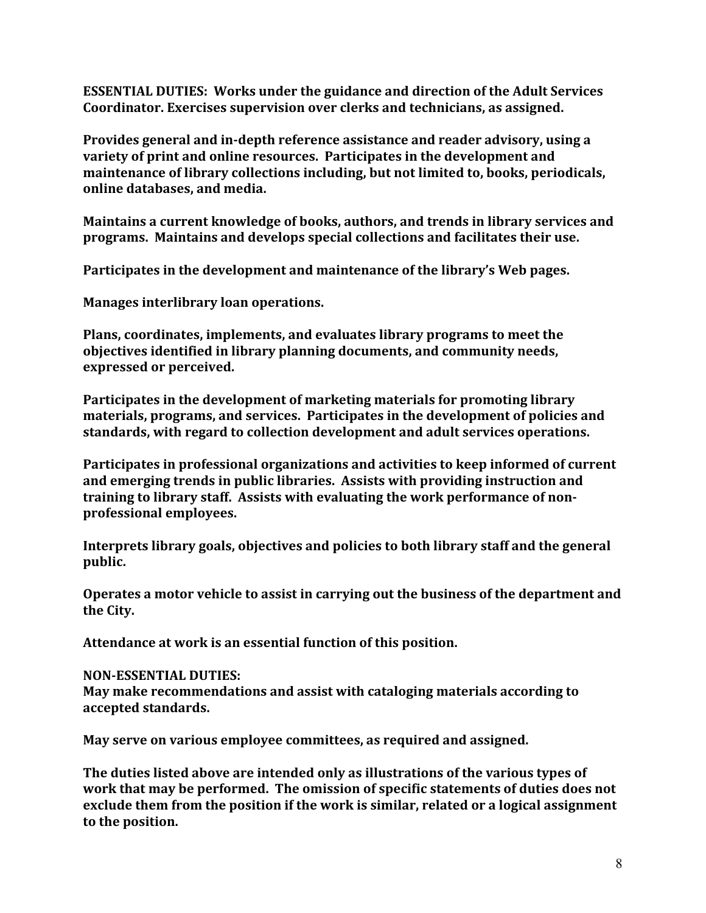**ESSENTIAL DUTIES: Works under the guidance and direction of the Adult Services Coordinator. Exercises supervision over clerks and technicians, as assigned.**

**Provides general and in-depth reference assistance and reader advisory, using a variety of print and online resources. Participates in the development and maintenance of library collections including, but not limited to, books, periodicals, online databases, and media.**

**Maintains a current knowledge of books, authors, and trends in library services and programs. Maintains and develops special collections and facilitates their use.**

**Participates in the development and maintenance of the library's Web pages.**

**Manages interlibrary loan operations.**

**Plans, coordinates, implements, and evaluates library programs to meet the objectives identified in library planning documents, and community needs, expressed or perceived.**

**Participates in the development of marketing materials for promoting library materials, programs, and services. Participates in the development of policies and standards, with regard to collection development and adult services operations.**

**Participates in professional organizations and activities to keep informed of current and emerging trends in public libraries. Assists with providing instruction and training to library staff. Assists with evaluating the work performance of non-professional employees.**

**Interprets library goals, objectives and policies to both library staff and the general public.**

**Operates a motor vehicle to assist in carrying out the business of the department and the City.**

**Attendance at work is an essential function of this position.**

**NON-ESSENTIAL DUTIES:**
**May make recommendations and assist with cataloging materials according to accepted standards.**

**May serve on various employee committees, as required and assigned.**

**The duties listed above are intended only as illustrations of the various types of work that may be performed. The omission of specific statements of duties does not exclude them from the position if the work is similar, related or a logical assignment to the position.**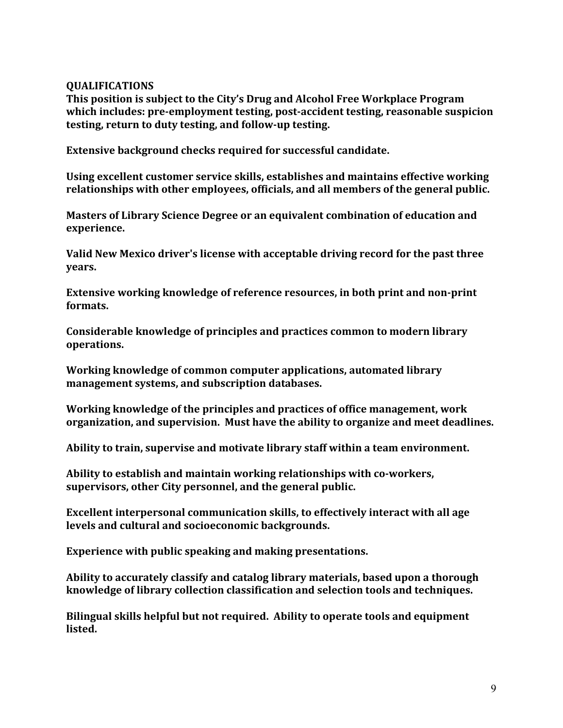## QUALIFICATIONS

**This position is subject to the City's Drug and Alcohol Free Workplace Program which includes: pre-employment testing, post-accident testing, reasonable suspicion testing, return to duty testing, and follow-up testing.**

**Extensive background checks required for successful candidate.**

**Using excellent customer service skills, establishes and maintains effective working relationships with other employees, officials, and all members of the general public.**

**Masters of Library Science Degree or an equivalent combination of education and experience.**

**Valid New Mexico driver's license with acceptable driving record for the past three years.**

**Extensive working knowledge of reference resources, in both print and non-print formats.**

**Considerable knowledge of principles and practices common to modern library operations.**

**Working knowledge of common computer applications, automated library management systems, and subscription databases.**

**Working knowledge of the principles and practices of office management, work organization, and supervision. Must have the ability to organize and meet deadlines.**

**Ability to train, supervise and motivate library staff within a team environment.**

**Ability to establish and maintain working relationships with co-workers, supervisors, other City personnel, and the general public.**

**Excellent interpersonal communication skills, to effectively interact with all age levels and cultural and socioeconomic backgrounds.**

**Experience with public speaking and making presentations.**

**Ability to accurately classify and catalog library materials, based upon a thorough knowledge of library collection classification and selection tools and techniques.**

**Bilingual skills helpful but not required. Ability to operate tools and equipment listed.**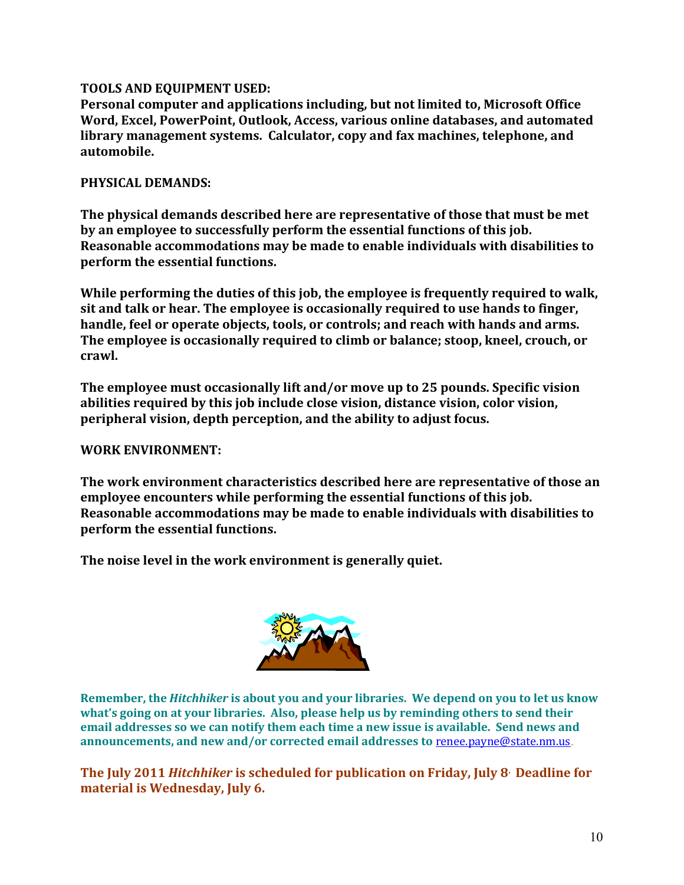**TOOLS AND EQUIPMENT USED:**
**Personal computer and applications including, but not limited to, Microsoft Office Word, Excel, PowerPoint, Outlook, Access, various online databases, and automated library management systems. Calculator, copy and fax machines, telephone, and automobile.**

**PHYSICAL DEMANDS:**

**The physical demands described here are representative of those that must be met by an employee to successfully perform the essential functions of this job. Reasonable accommodations may be made to enable individuals with disabilities to perform the essential functions.**

**While performing the duties of this job, the employee is frequently required to walk, sit and talk or hear. The employee is occasionally required to use hands to finger, handle, feel or operate objects, tools, or controls; and reach with hands and arms. The employee is occasionally required to climb or balance; stoop, kneel, crouch, or crawl.**

**The employee must occasionally lift and/or move up to 25 pounds. Specific vision abilities required by this job include close vision, distance vision, color vision, peripheral vision, depth perception, and the ability to adjust focus.**

**WORK ENVIRONMENT:**

**The work environment characteristics described here are representative of those an employee encounters while performing the essential functions of this job. Reasonable accommodations may be made to enable individuals with disabilities to perform the essential functions.**

**The noise level in the work environment is generally quiet.**

**Remember, the *Hitchhiker* is about you and your libraries. We depend on you to let us know what's going on at your libraries. Also, please help us by reminding others to send their email addresses so we can notify them each time a new issue is available. Send news and announcements, and new and/or corrected email addresses to** renee.payne@state.nm.us.

**The July 2011 *Hitchhiker* is scheduled for publication on Friday, July 8. Deadline for material is Wednesday, July 6.**